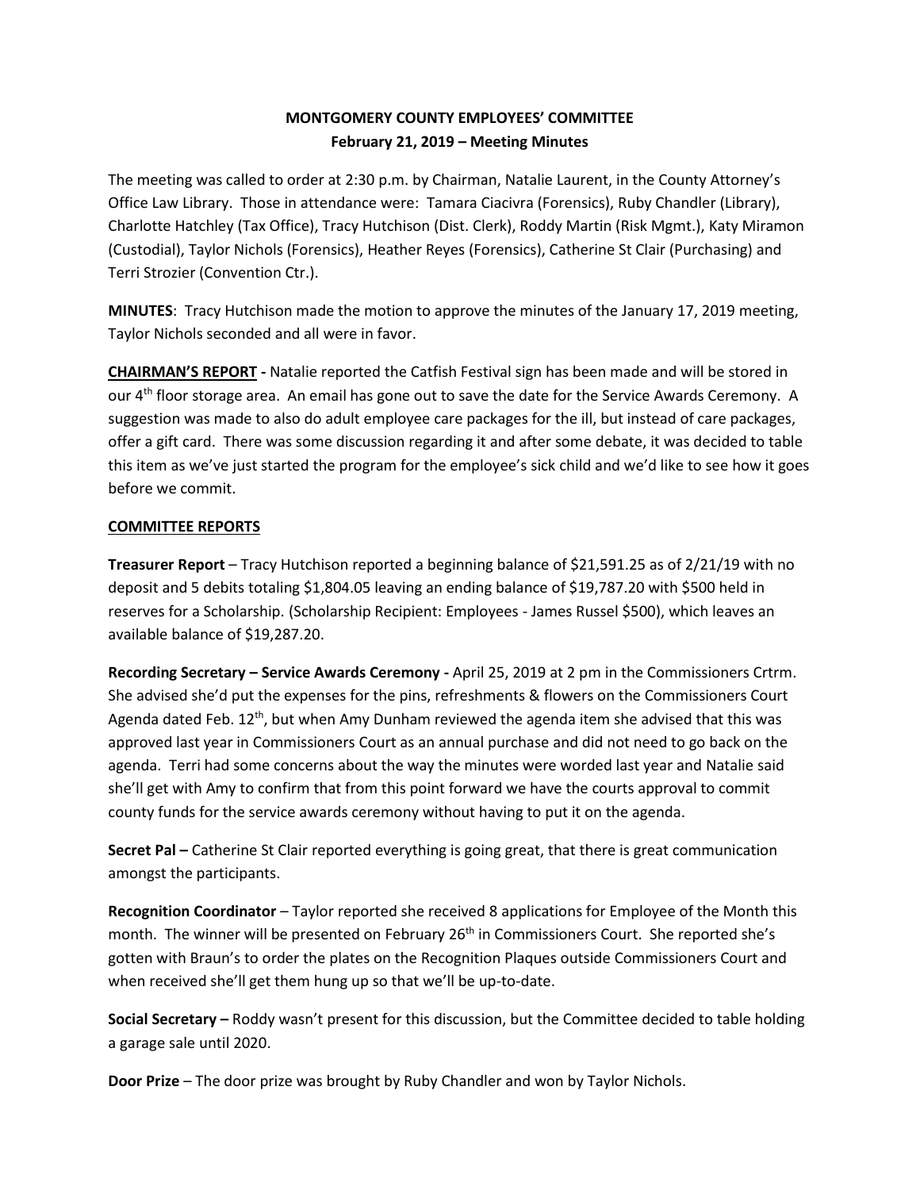**MONTGOMERY COUNTY EMPLOYEES' COMMITTEE**
**February 21, 2019 – Meeting Minutes**

The meeting was called to order at 2:30 p.m. by Chairman, Natalie Laurent, in the County Attorney's Office Law Library. Those in attendance were: Tamara Ciacivra (Forensics), Ruby Chandler (Library), Charlotte Hatchley (Tax Office), Tracy Hutchison (Dist. Clerk), Roddy Martin (Risk Mgmt.), Katy Miramon (Custodial), Taylor Nichols (Forensics), Heather Reyes (Forensics), Catherine St Clair (Purchasing) and Terri Strozier (Convention Ctr.).

**MINUTES**: Tracy Hutchison made the motion to approve the minutes of the January 17, 2019 meeting, Taylor Nichols seconded and all were in favor.

**CHAIRMAN'S REPORT -** Natalie reported the Catfish Festival sign has been made and will be stored in our 4th floor storage area. An email has gone out to save the date for the Service Awards Ceremony. A suggestion was made to also do adult employee care packages for the ill, but instead of care packages, offer a gift card. There was some discussion regarding it and after some debate, it was decided to table this item as we've just started the program for the employee's sick child and we'd like to see how it goes before we commit.

**COMMITTEE REPORTS**

**Treasurer Report** – Tracy Hutchison reported a beginning balance of $21,591.25 as of 2/21/19 with no deposit and 5 debits totaling $1,804.05 leaving an ending balance of $19,787.20 with $500 held in reserves for a Scholarship. (Scholarship Recipient: Employees - James Russel $500), which leaves an available balance of $19,287.20.

**Recording Secretary – Service Awards Ceremony -** April 25, 2019 at 2 pm in the Commissioners Crtrm. She advised she'd put the expenses for the pins, refreshments & flowers on the Commissioners Court Agenda dated Feb. 12th, but when Amy Dunham reviewed the agenda item she advised that this was approved last year in Commissioners Court as an annual purchase and did not need to go back on the agenda. Terri had some concerns about the way the minutes were worded last year and Natalie said she'll get with Amy to confirm that from this point forward we have the courts approval to commit county funds for the service awards ceremony without having to put it on the agenda.

**Secret Pal –** Catherine St Clair reported everything is going great, that there is great communication amongst the participants.

**Recognition Coordinator** – Taylor reported she received 8 applications for Employee of the Month this month. The winner will be presented on February 26th in Commissioners Court. She reported she's gotten with Braun's to order the plates on the Recognition Plaques outside Commissioners Court and when received she'll get them hung up so that we'll be up-to-date.

**Social Secretary –** Roddy wasn't present for this discussion, but the Committee decided to table holding a garage sale until 2020.

**Door Prize** – The door prize was brought by Ruby Chandler and won by Taylor Nichols.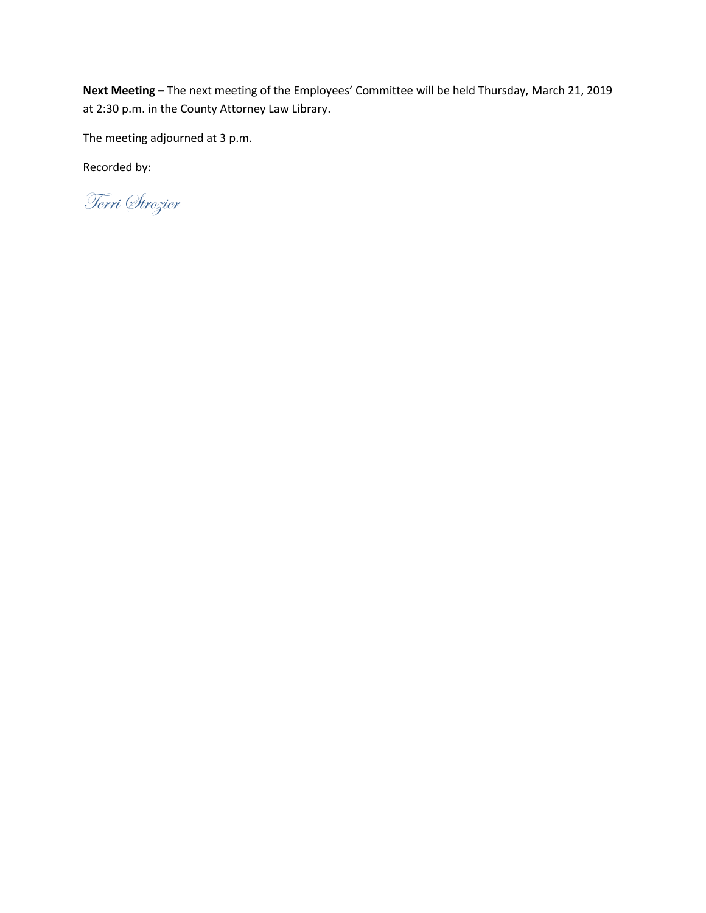**Next Meeting –** The next meeting of the Employees' Committee will be held Thursday, March 21, 2019 at 2:30 p.m. in the County Attorney Law Library.

The meeting adjourned at 3 p.m.

Recorded by:

*Terri Strozier*